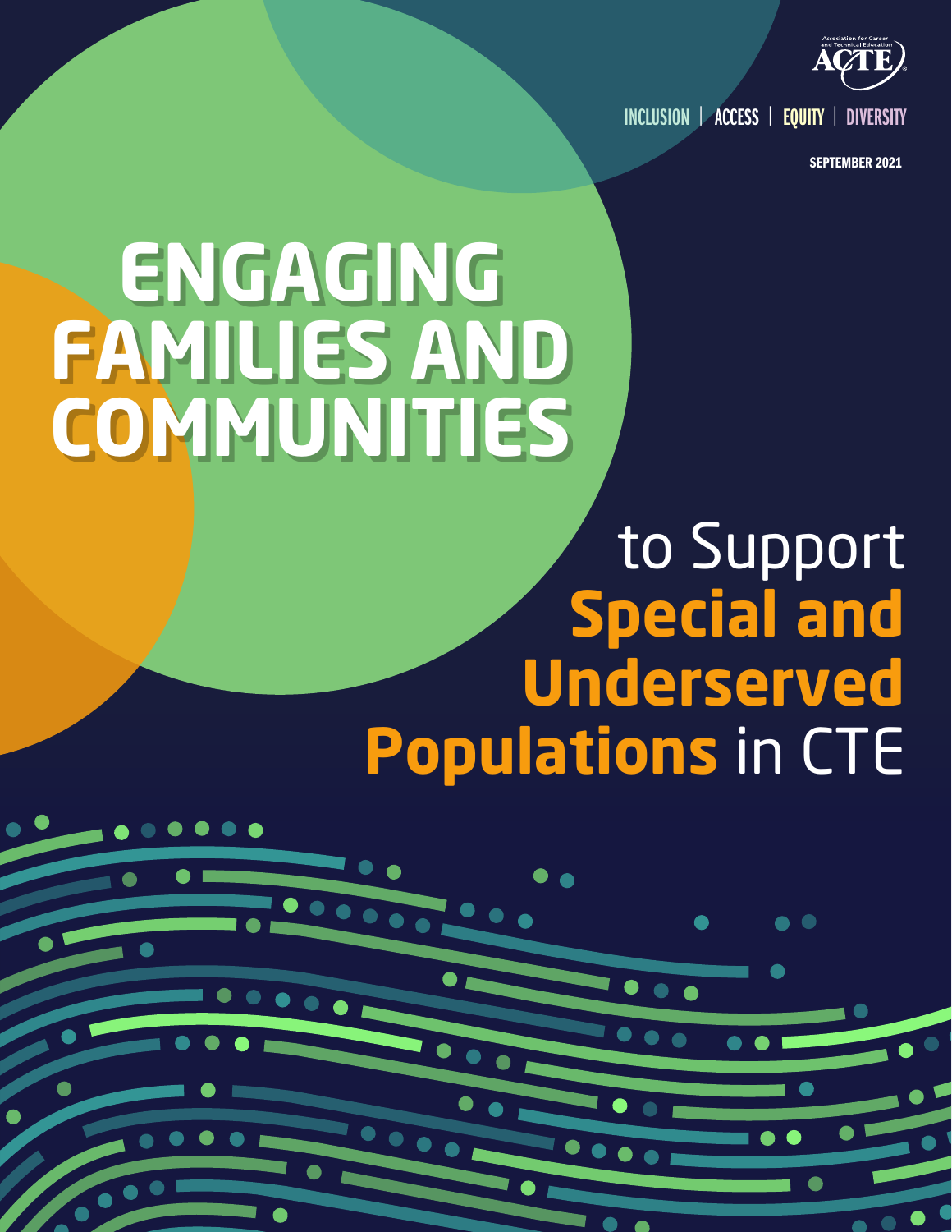Association for Career and Technical Education

ACTE

INCLUSION | ACCESS | EQUITY | DIVERSITY

SEPTEMBER 2021

# ENGAGING FAMILIES AND COMMUNITIES

## to Support **Special and Underserved Populations** in CTE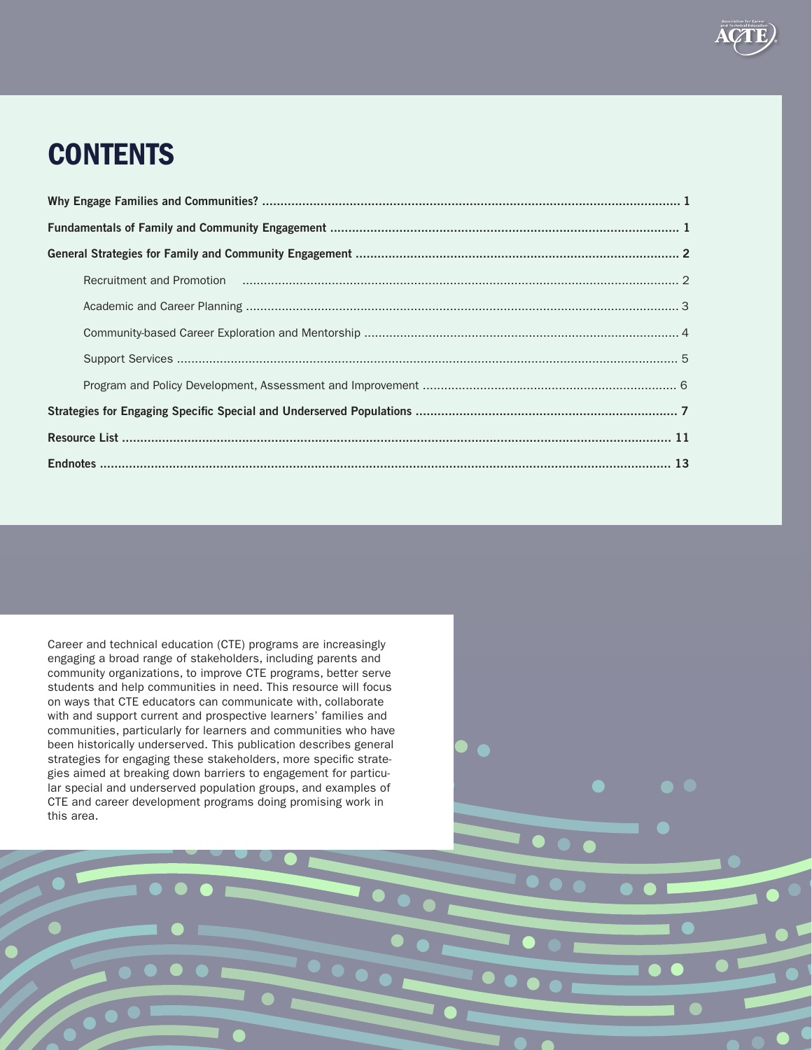# CONTENTS

- **Why Engage Families and Communities?** ..... **1**
- **Fundamentals of Family and Community Engagement** ..... **1**
- **General Strategies for Family and Community Engagement** ..... **2**
  - Recruitment and Promotion ..... 2
  - Academic and Career Planning ..... 3
  - Community-based Career Exploration and Mentorship ..... 4
  - Support Services ..... 5
  - Program and Policy Development, Assessment and Improvement ..... 6
- **Strategies for Engaging Specific Special and Underserved Populations** ..... **7**
- **Resource List** ..... **11**
- **Endnotes** ..... **13**

Career and technical education (CTE) programs are increasingly engaging a broad range of stakeholders, including parents and community organizations, to improve CTE programs, better serve students and help communities in need. This resource will focus on ways that CTE educators can communicate with, collaborate with and support current and prospective learners' families and communities, particularly for learners and communities who have been historically underserved. This publication describes general strategies for engaging these stakeholders, more specific strategies aimed at breaking down barriers to engagement for particular special and underserved population groups, and examples of CTE and career development programs doing promising work in this area.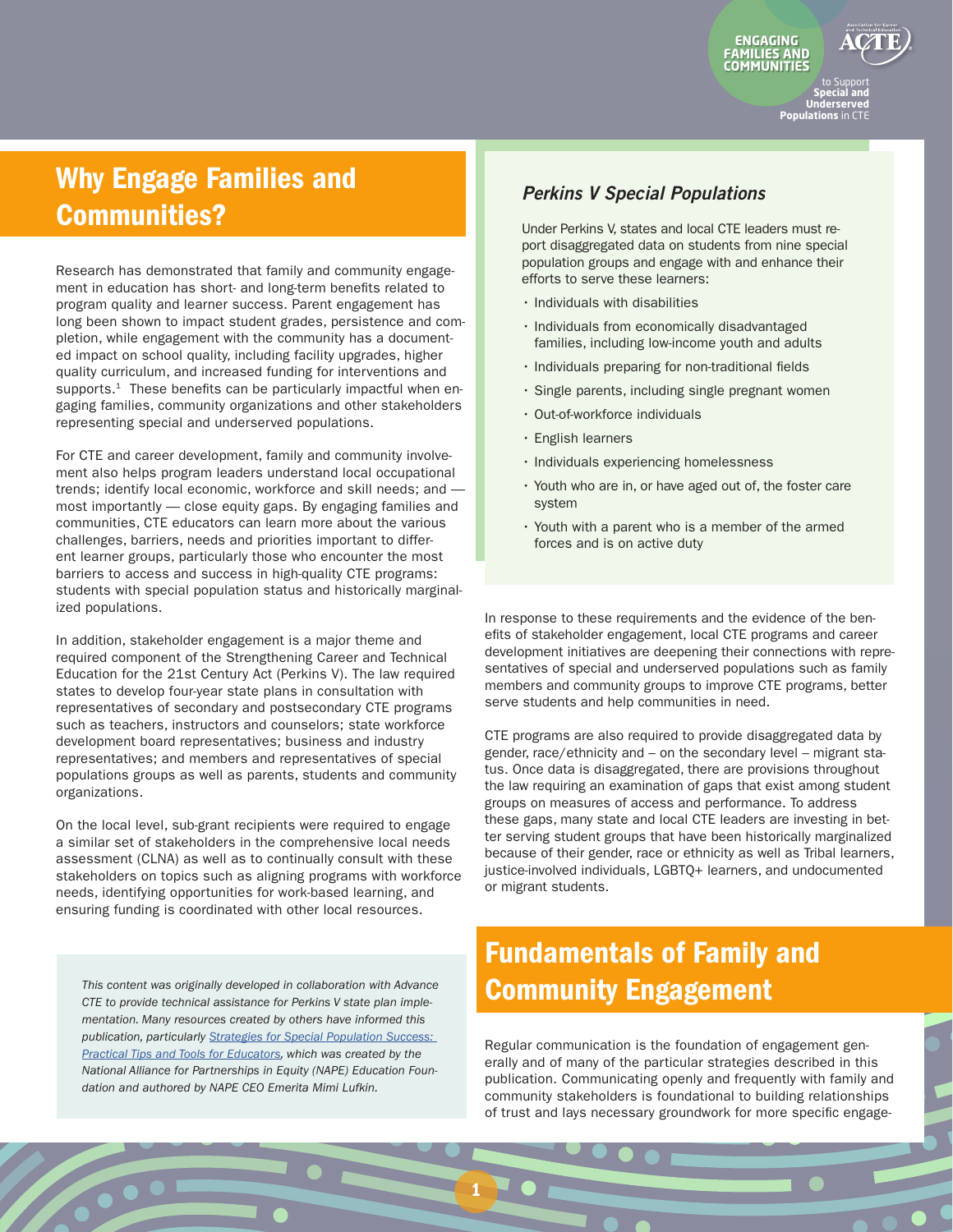## Why Engage Families and Communities?

Research has demonstrated that family and community engagement in education has short- and long-term benefits related to program quality and learner success. Parent engagement has long been shown to impact student grades, persistence and completion, while engagement with the community has a documented impact on school quality, including facility upgrades, higher quality curriculum, and increased funding for interventions and supports.[1] These benefits can be particularly impactful when engaging families, community organizations and other stakeholders representing special and underserved populations.

For CTE and career development, family and community involvement also helps program leaders understand local occupational trends; identify local economic, workforce and skill needs; and — most importantly — close equity gaps. By engaging families and communities, CTE educators can learn more about the various challenges, barriers, needs and priorities important to different learner groups, particularly those who encounter the most barriers to access and success in high-quality CTE programs: students with special population status and historically marginalized populations.

In addition, stakeholder engagement is a major theme and required component of the Strengthening Career and Technical Education for the 21st Century Act (Perkins V). The law required states to develop four-year state plans in consultation with representatives of secondary and postsecondary CTE programs such as teachers, instructors and counselors; state workforce development board representatives; business and industry representatives; and members and representatives of special populations groups as well as parents, students and community organizations.

On the local level, sub-grant recipients were required to engage a similar set of stakeholders in the comprehensive local needs assessment (CLNA) as well as to continually consult with these stakeholders on topics such as aligning programs with workforce needs, identifying opportunities for work-based learning, and ensuring funding is coordinated with other local resources.

*This content was originally developed in collaboration with Advance CTE to provide technical assistance for Perkins V state plan implementation. Many resources created by others have informed this publication, particularly [Strategies for Special Population Success: Practical Tips and Tools for Educators](), which was created by the National Alliance for Partnerships in Equity (NAPE) Education Foundation and authored by NAPE CEO Emerita Mimi Lufkin.*

### *Perkins V Special Populations*

Under Perkins V, states and local CTE leaders must report disaggregated data on students from nine special population groups and engage with and enhance their efforts to serve these learners:

- Individuals with disabilities
- Individuals from economically disadvantaged families, including low-income youth and adults
- Individuals preparing for non-traditional fields
- Single parents, including single pregnant women
- Out-of-workforce individuals
- English learners
- Individuals experiencing homelessness
- Youth who are in, or have aged out of, the foster care system
- Youth with a parent who is a member of the armed forces and is on active duty

In response to these requirements and the evidence of the benefits of stakeholder engagement, local CTE programs and career development initiatives are deepening their connections with representatives of special and underserved populations such as family members and community groups to improve CTE programs, better serve students and help communities in need.

CTE programs are also required to provide disaggregated data by gender, race/ethnicity and – on the secondary level – migrant status. Once data is disaggregated, there are provisions throughout the law requiring an examination of gaps that exist among student groups on measures of access and performance. To address these gaps, many state and local CTE leaders are investing in better serving student groups that have been historically marginalized because of their gender, race or ethnicity as well as Tribal learners, justice-involved individuals, LGBTQ+ learners, and undocumented or migrant students.

## Fundamentals of Family and Community Engagement

Regular communication is the foundation of engagement generally and of many of the particular strategies described in this publication. Communicating openly and frequently with family and community stakeholders is foundational to building relationships of trust and lays necessary groundwork for more specific engage-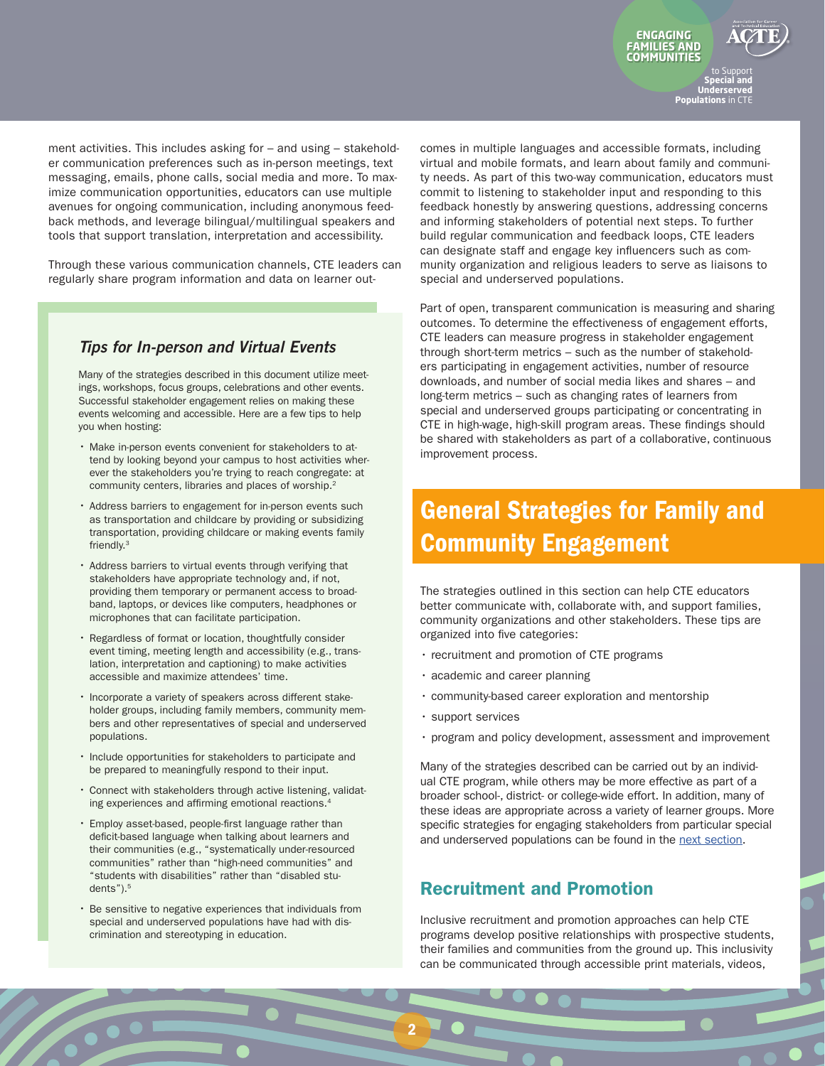ment activities. This includes asking for – and using – stakeholder communication preferences such as in-person meetings, text messaging, emails, phone calls, social media and more. To maximize communication opportunities, educators can use multiple avenues for ongoing communication, including anonymous feedback methods, and leverage bilingual/multilingual speakers and tools that support translation, interpretation and accessibility.

Through these various communication channels, CTE leaders can regularly share program information and data on learner outcomes in multiple languages and accessible formats, including virtual and mobile formats, and learn about family and community needs. As part of this two-way communication, educators must commit to listening to stakeholder input and responding to this feedback honestly by answering questions, addressing concerns and informing stakeholders of potential next steps. To further build regular communication and feedback loops, CTE leaders can designate staff and engage key influencers such as community organization and religious leaders to serve as liaisons to special and underserved populations.

Part of open, transparent communication is measuring and sharing outcomes. To determine the effectiveness of engagement efforts, CTE leaders can measure progress in stakeholder engagement through short-term metrics – such as the number of stakeholders participating in engagement activities, number of resource downloads, and number of social media likes and shares – and long-term metrics – such as changing rates of learners from special and underserved groups participating or concentrating in CTE in high-wage, high-skill program areas. These findings should be shared with stakeholders as part of a collaborative, continuous improvement process.

### *Tips for In-person and Virtual Events*

Many of the strategies described in this document utilize meetings, workshops, focus groups, celebrations and other events. Successful stakeholder engagement relies on making these events welcoming and accessible. Here are a few tips to help you when hosting:

- Make in-person events convenient for stakeholders to attend by looking beyond your campus to host activities wherever the stakeholders you're trying to reach congregate: at community centers, libraries and places of worship.[2]
- Address barriers to engagement for in-person events such as transportation and childcare by providing or subsidizing transportation, providing childcare or making events family friendly.[3]
- Address barriers to virtual events through verifying that stakeholders have appropriate technology and, if not, providing them temporary or permanent access to broadband, laptops, or devices like computers, headphones or microphones that can facilitate participation.
- Regardless of format or location, thoughtfully consider event timing, meeting length and accessibility (e.g., translation, interpretation and captioning) to make activities accessible and maximize attendees' time.
- Incorporate a variety of speakers across different stakeholder groups, including family members, community members and other representatives of special and underserved populations.
- Include opportunities for stakeholders to participate and be prepared to meaningfully respond to their input.
- Connect with stakeholders through active listening, validating experiences and affirming emotional reactions.[4]
- Employ asset-based, people-first language rather than deficit-based language when talking about learners and their communities (e.g., "systematically under-resourced communities" rather than "high-need communities" and "students with disabilities" rather than "disabled students").[5]
- Be sensitive to negative experiences that individuals from special and underserved populations have had with discrimination and stereotyping in education.

# General Strategies for Family and Community Engagement

The strategies outlined in this section can help CTE educators better communicate with, collaborate with, and support families, community organizations and other stakeholders. These tips are organized into five categories:

- recruitment and promotion of CTE programs
- academic and career planning
- community-based career exploration and mentorship
- support services
- program and policy development, assessment and improvement

Many of the strategies described can be carried out by an individual CTE program, while others may be more effective as part of a broader school-, district- or college-wide effort. In addition, many of these ideas are appropriate across a variety of learner groups. More specific strategies for engaging stakeholders from particular special and underserved populations can be found in the next section.

## Recruitment and Promotion

Inclusive recruitment and promotion approaches can help CTE programs develop positive relationships with prospective students, their families and communities from the ground up. This inclusivity can be communicated through accessible print materials, videos,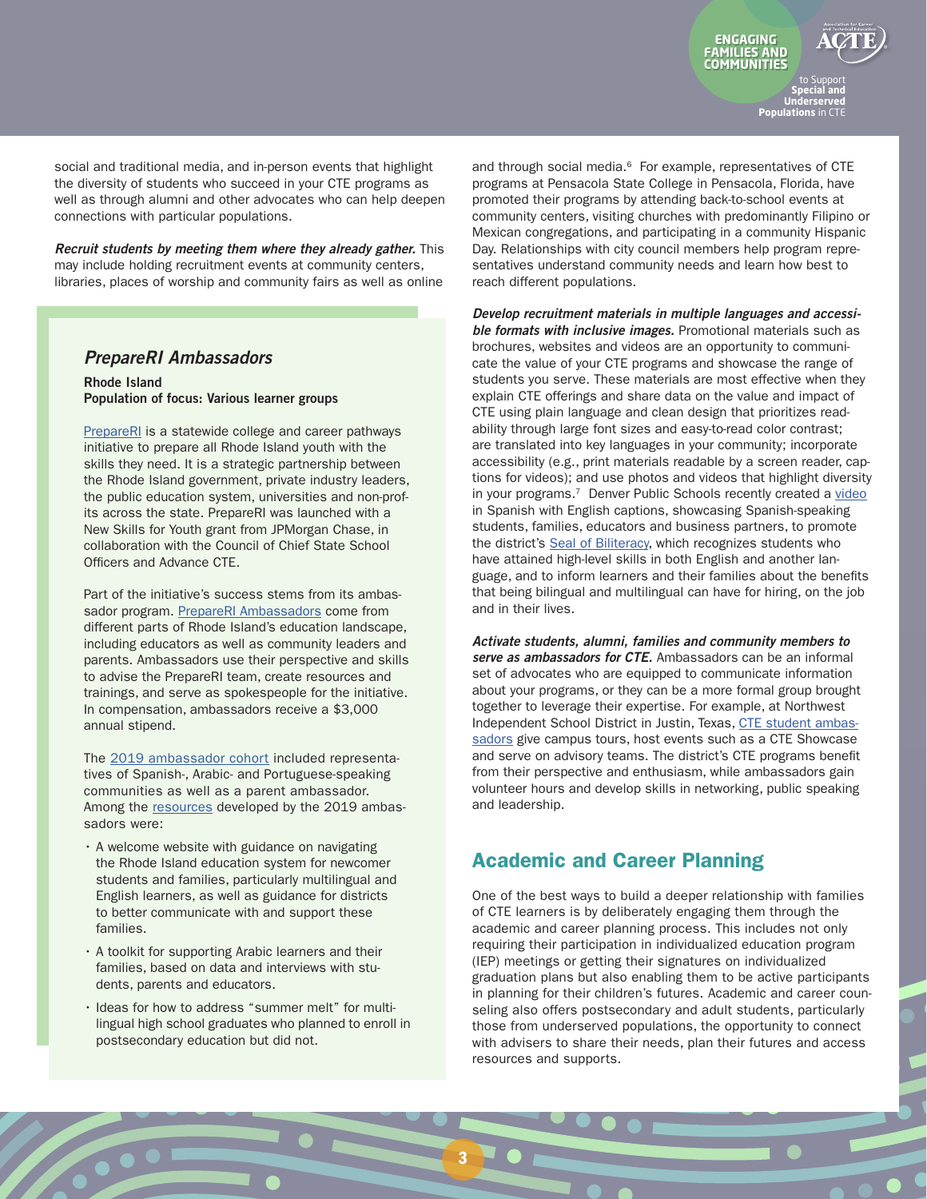social and traditional media, and in-person events that highlight the diversity of students who succeed in your CTE programs as well as through alumni and other advocates who can help deepen connections with particular populations.

***Recruit students by meeting them where they already gather.*** This may include holding recruitment events at community centers, libraries, places of worship and community fairs as well as online and through social media.[6] For example, representatives of CTE programs at Pensacola State College in Pensacola, Florida, have promoted their programs by attending back-to-school events at community centers, visiting churches with predominantly Filipino or Mexican congregations, and participating in a community Hispanic Day. Relationships with city council members help program representatives understand community needs and learn how best to reach different populations.

***Develop recruitment materials in multiple languages and accessible formats with inclusive images.*** Promotional materials such as brochures, websites and videos are an opportunity to communicate the value of your CTE programs and showcase the range of students you serve. These materials are most effective when they explain CTE offerings and share data on the value and impact of CTE using plain language and clean design that prioritizes readability through large font sizes and easy-to-read color contrast; are translated into key languages in your community; incorporate accessibility (e.g., print materials readable by a screen reader, captions for videos); and use photos and videos that highlight diversity in your programs.[7] Denver Public Schools recently created a video in Spanish with English captions, showcasing Spanish-speaking students, families, educators and business partners, to promote the district's Seal of Biliteracy, which recognizes students who have attained high-level skills in both English and another language, and to inform learners and their families about the benefits that being bilingual and multilingual can have for hiring, on the job and in their lives.

***Activate students, alumni, families and community members to serve as ambassadors for CTE.*** Ambassadors can be an informal set of advocates who are equipped to communicate information about your programs, or they can be a more formal group brought together to leverage their expertise. For example, at Northwest Independent School District in Justin, Texas, CTE student ambassadors give campus tours, host events such as a CTE Showcase and serve on advisory teams. The district's CTE programs benefit from their perspective and enthusiasm, while ambassadors gain volunteer hours and develop skills in networking, public speaking and leadership.

### *PrepareRI Ambassadors*

**Rhode Island**
**Population of focus: Various learner groups**

PrepareRI is a statewide college and career pathways initiative to prepare all Rhode Island youth with the skills they need. It is a strategic partnership between the Rhode Island government, private industry leaders, the public education system, universities and non-profits across the state. PrepareRI was launched with a New Skills for Youth grant from JPMorgan Chase, in collaboration with the Council of Chief State School Officers and Advance CTE.

Part of the initiative's success stems from its ambassador program. PrepareRI Ambassadors come from different parts of Rhode Island's education landscape, including educators as well as community leaders and parents. Ambassadors use their perspective and skills to advise the PrepareRI team, create resources and trainings, and serve as spokespeople for the initiative. In compensation, ambassadors receive a $3,000 annual stipend.

The 2019 ambassador cohort included representatives of Spanish-, Arabic- and Portuguese-speaking communities as well as a parent ambassador. Among the resources developed by the 2019 ambassadors were:

- A welcome website with guidance on navigating the Rhode Island education system for newcomer students and families, particularly multilingual and English learners, as well as guidance for districts to better communicate with and support these families.
- A toolkit for supporting Arabic learners and their families, based on data and interviews with students, parents and educators.
- Ideas for how to address "summer melt" for multilingual high school graduates who planned to enroll in postsecondary education but did not.

## Academic and Career Planning

One of the best ways to build a deeper relationship with families of CTE learners is by deliberately engaging them through the academic and career planning process. This includes not only requiring their participation in individualized education program (IEP) meetings or getting their signatures on individualized graduation plans but also enabling them to be active participants in planning for their children's futures. Academic and career counseling also offers postsecondary and adult students, particularly those from underserved populations, the opportunity to connect with advisers to share their needs, plan their futures and access resources and supports.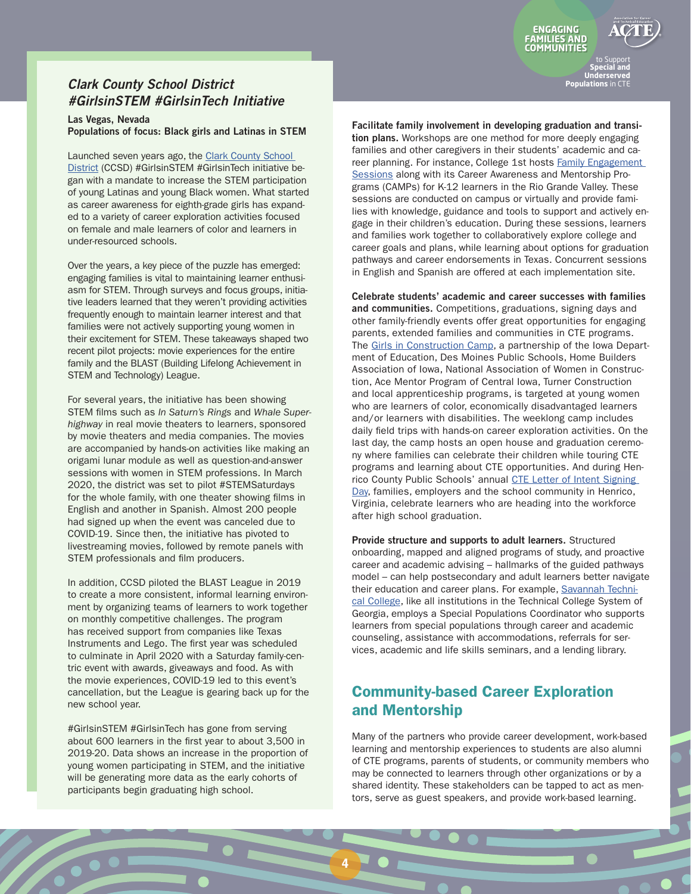## Clark County School District #GirlsinSTEM #GirlsinTech Initiative

**Las Vegas, Nevada**
**Populations of focus: Black girls and Latinas in STEM**

Launched seven years ago, the Clark County School District (CCSD) #GirlsinSTEM #GirlsinTech initiative began with a mandate to increase the STEM participation of young Latinas and young Black women. What started as career awareness for eighth-grade girls has expanded to a variety of career exploration activities focused on female and male learners of color and learners in under-resourced schools.

Over the years, a key piece of the puzzle has emerged: engaging families is vital to maintaining learner enthusiasm for STEM. Through surveys and focus groups, initiative leaders learned that they weren't providing activities frequently enough to maintain learner interest and that families were not actively supporting young women in their excitement for STEM. These takeaways shaped two recent pilot projects: movie experiences for the entire family and the BLAST (Building Lifelong Achievement in STEM and Technology) League.

For several years, the initiative has been showing STEM films such as *In Saturn's Rings* and *Whale Superhighway* in real movie theaters to learners, sponsored by movie theaters and media companies. The movies are accompanied by hands-on activities like making an origami lunar module as well as question-and-answer sessions with women in STEM professions. In March 2020, the district was set to pilot #STEMSaturdays for the whole family, with one theater showing films in English and another in Spanish. Almost 200 people had signed up when the event was canceled due to COVID-19. Since then, the initiative has pivoted to livestreaming movies, followed by remote panels with STEM professionals and film producers.

In addition, CCSD piloted the BLAST League in 2019 to create a more consistent, informal learning environment by organizing teams of learners to work together on monthly competitive challenges. The program has received support from companies like Texas Instruments and Lego. The first year was scheduled to culminate in April 2020 with a Saturday family-centric event with awards, giveaways and food. As with the movie experiences, COVID-19 led to this event's cancellation, but the League is gearing back up for the new school year.

#GirlsinSTEM #GirlsinTech has gone from serving about 600 learners in the first year to about 3,500 in 2019-20. Data shows an increase in the proportion of young women participating in STEM, and the initiative will be generating more data as the early cohorts of participants begin graduating high school.

**Facilitate family involvement in developing graduation and transition plans.** Workshops are one method for more deeply engaging families and other caregivers in their students' academic and career planning. For instance, College 1st hosts Family Engagement Sessions along with its Career Awareness and Mentorship Programs (CAMPs) for K-12 learners in the Rio Grande Valley. These sessions are conducted on campus or virtually and provide families with knowledge, guidance and tools to support and actively engage in their children's education. During these sessions, learners and families work together to collaboratively explore college and career goals and plans, while learning about options for graduation pathways and career endorsements in Texas. Concurrent sessions in English and Spanish are offered at each implementation site.

**Celebrate students' academic and career successes with families and communities.** Competitions, graduations, signing days and other family-friendly events offer great opportunities for engaging parents, extended families and communities in CTE programs. The Girls in Construction Camp, a partnership of the Iowa Department of Education, Des Moines Public Schools, Home Builders Association of Iowa, National Association of Women in Construction, Ace Mentor Program of Central Iowa, Turner Construction and local apprenticeship programs, is targeted at young women who are learners of color, economically disadvantaged learners and/or learners with disabilities. The weeklong camp includes daily field trips with hands-on career exploration activities. On the last day, the camp hosts an open house and graduation ceremony where families can celebrate their children while touring CTE programs and learning about CTE opportunities. And during Henrico County Public Schools' annual CTE Letter of Intent Signing Day, families, employers and the school community in Henrico, Virginia, celebrate learners who are heading into the workforce after high school graduation.

**Provide structure and supports to adult learners.** Structured onboarding, mapped and aligned programs of study, and proactive career and academic advising – hallmarks of the guided pathways model – can help postsecondary and adult learners better navigate their education and career plans. For example, Savannah Technical College, like all institutions in the Technical College System of Georgia, employs a Special Populations Coordinator who supports learners from special populations through career and academic counseling, assistance with accommodations, referrals for services, academic and life skills seminars, and a lending library.

## Community-based Career Exploration and Mentorship

Many of the partners who provide career development, work-based learning and mentorship experiences to students are also alumni of CTE programs, parents of students, or community members who may be connected to learners through other organizations or by a shared identity. These stakeholders can be tapped to act as mentors, serve as guest speakers, and provide work-based learning.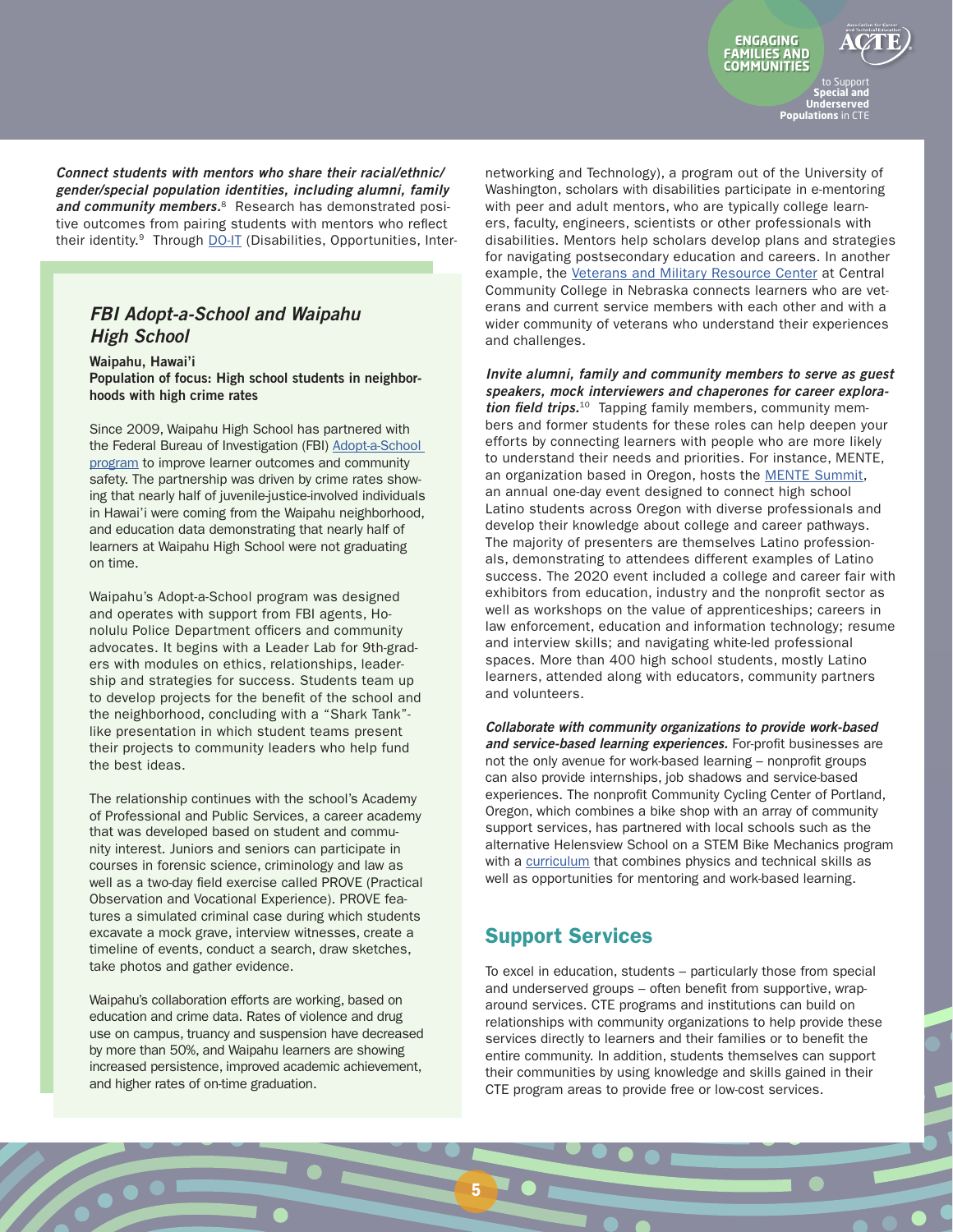***Connect students with mentors who share their racial/ethnic/gender/special population identities, including alumni, family and community members.***[8] Research has demonstrated positive outcomes from pairing students with mentors who reflect their identity.[9] Through DO-IT (Disabilities, Opportunities, Internetworking and Technology), a program out of the University of Washington, scholars with disabilities participate in e-mentoring with peer and adult mentors, who are typically college learners, faculty, engineers, scientists or other professionals with disabilities. Mentors help scholars develop plans and strategies for navigating postsecondary education and careers. In another example, the Veterans and Military Resource Center at Central Community College in Nebraska connects learners who are veterans and current service members with each other and with a wider community of veterans who understand their experiences and challenges.

***Invite alumni, family and community members to serve as guest speakers, mock interviewers and chaperones for career exploration field trips.***[10] Tapping family members, community members and former students for these roles can help deepen your efforts by connecting learners with people who are more likely to understand their needs and priorities. For instance, MENTE, an organization based in Oregon, hosts the MENTE Summit, an annual one-day event designed to connect high school Latino students across Oregon with diverse professionals and develop their knowledge about college and career pathways. The majority of presenters are themselves Latino professionals, demonstrating to attendees different examples of Latino success. The 2020 event included a college and career fair with exhibitors from education, industry and the nonprofit sector as well as workshops on the value of apprenticeships; careers in law enforcement, education and information technology; resume and interview skills; and navigating white-led professional spaces. More than 400 high school students, mostly Latino learners, attended along with educators, community partners and volunteers.

***Collaborate with community organizations to provide work-based and service-based learning experiences.*** For-profit businesses are not the only avenue for work-based learning – nonprofit groups can also provide internships, job shadows and service-based experiences. The nonprofit Community Cycling Center of Portland, Oregon, which combines a bike shop with an array of community support services, has partnered with local schools such as the alternative Helensview School on a STEM Bike Mechanics program with a curriculum that combines physics and technical skills as well as opportunities for mentoring and work-based learning.

### *FBI Adopt-a-School and Waipahu High School*

**Waipahu, Hawai'i**
**Population of focus: High school students in neighborhoods with high crime rates**

Since 2009, Waipahu High School has partnered with the Federal Bureau of Investigation (FBI) Adopt-a-School program to improve learner outcomes and community safety. The partnership was driven by crime rates showing that nearly half of juvenile-justice-involved individuals in Hawai'i were coming from the Waipahu neighborhood, and education data demonstrating that nearly half of learners at Waipahu High School were not graduating on time.

Waipahu's Adopt-a-School program was designed and operates with support from FBI agents, Honolulu Police Department officers and community advocates. It begins with a Leader Lab for 9th-graders with modules on ethics, relationships, leadership and strategies for success. Students team up to develop projects for the benefit of the school and the neighborhood, concluding with a "Shark Tank"-like presentation in which student teams present their projects to community leaders who help fund the best ideas.

The relationship continues with the school's Academy of Professional and Public Services, a career academy that was developed based on student and community interest. Juniors and seniors can participate in courses in forensic science, criminology and law as well as a two-day field exercise called PROVE (Practical Observation and Vocational Experience). PROVE features a simulated criminal case during which students excavate a mock grave, interview witnesses, create a timeline of events, conduct a search, draw sketches, take photos and gather evidence.

Waipahu's collaboration efforts are working, based on education and crime data. Rates of violence and drug use on campus, truancy and suspension have decreased by more than 50%, and Waipahu learners are showing increased persistence, improved academic achievement, and higher rates of on-time graduation.

## Support Services

To excel in education, students – particularly those from special and underserved groups – often benefit from supportive, wraparound services. CTE programs and institutions can build on relationships with community organizations to help provide these services directly to learners and their families or to benefit the entire community. In addition, students themselves can support their communities by using knowledge and skills gained in their CTE program areas to provide free or low-cost services.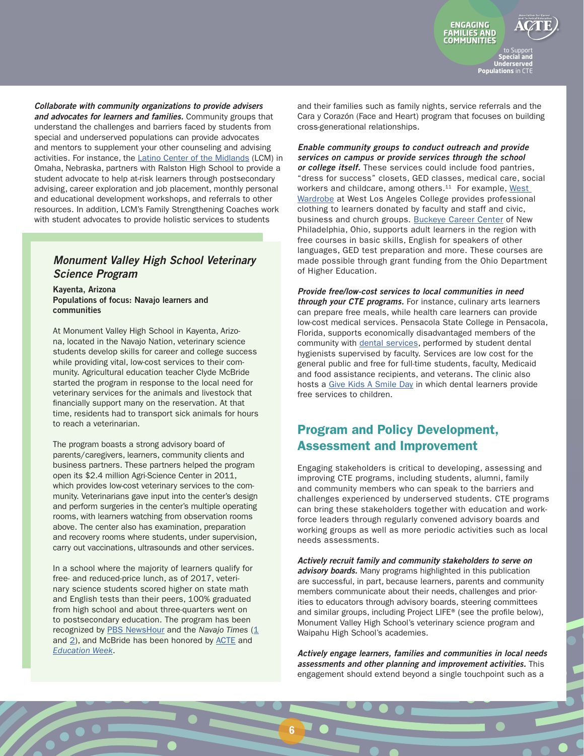***Collaborate with community organizations to provide advisers and advocates for learners and families.*** Community groups that understand the challenges and barriers faced by students from special and underserved populations can provide advocates and mentors to supplement your other counseling and advising activities. For instance, the Latino Center of the Midlands (LCM) in Omaha, Nebraska, partners with Ralston High School to provide a student advocate to help at-risk learners through postsecondary advising, career exploration and job placement, monthly personal and educational development workshops, and referrals to other resources. In addition, LCM's Family Strengthening Coaches work with student advocates to provide holistic services to students and their families such as family nights, service referrals and the Cara y Corazón (Face and Heart) program that focuses on building cross-generational relationships.

> ### *Monument Valley High School Veterinary Science Program*
>
> **Kayenta, Arizona**
> **Populations of focus: Navajo learners and communities**
>
> At Monument Valley High School in Kayenta, Arizona, located in the Navajo Nation, veterinary science students develop skills for career and college success while providing vital, low-cost services to their community. Agricultural education teacher Clyde McBride started the program in response to the local need for veterinary services for the animals and livestock that financially support many on the reservation. At that time, residents had to transport sick animals for hours to reach a veterinarian.
>
> The program boasts a strong advisory board of parents/caregivers, learners, community clients and business partners. These partners helped the program open its $2.4 million Agri-Science Center in 2011, which provides low-cost veterinary services to the community. Veterinarians gave input into the center's design and perform surgeries in the center's multiple operating rooms, with learners watching from observation rooms above. The center also has examination, preparation and recovery rooms where students, under supervision, carry out vaccinations, ultrasounds and other services.
>
> In a school where the majority of learners qualify for free- and reduced-price lunch, as of 2017, veterinary science students scored higher on state math and English tests than their peers, 100% graduated from high school and about three-quarters went on to postsecondary education. The program has been recognized by PBS NewsHour and the *Navajo Times* (1 and 2), and McBride has been honored by ACTE and *Education Week*.

***Enable community groups to conduct outreach and provide services on campus or provide services through the school or college itself.*** These services could include food pantries, "dress for success" closets, GED classes, medical care, social workers and childcare, among others.[11] For example, West Wardrobe at West Los Angeles College provides professional clothing to learners donated by faculty and staff and civic, business and church groups. Buckeye Career Center of New Philadelphia, Ohio, supports adult learners in the region with free courses in basic skills, English for speakers of other languages, GED test preparation and more. These courses are made possible through grant funding from the Ohio Department of Higher Education.

***Provide free/low-cost services to local communities in need through your CTE programs.*** For instance, culinary arts learners can prepare free meals, while health care learners can provide low-cost medical services. Pensacola State College in Pensacola, Florida, supports economically disadvantaged members of the community with dental services, performed by student dental hygienists supervised by faculty. Services are low cost for the general public and free for full-time students, faculty, Medicaid and food assistance recipients, and veterans. The clinic also hosts a Give Kids A Smile Day in which dental learners provide free services to children.

## Program and Policy Development, Assessment and Improvement

Engaging stakeholders is critical to developing, assessing and improving CTE programs, including students, alumni, family and community members who can speak to the barriers and challenges experienced by underserved students. CTE programs can bring these stakeholders together with education and workforce leaders through regularly convened advisory boards and working groups as well as more periodic activities such as local needs assessments.

***Actively recruit family and community stakeholders to serve on advisory boards.*** Many programs highlighted in this publication are successful, in part, because learners, parents and community members communicate about their needs, challenges and priorities to educators through advisory boards, steering committees and similar groups, including Project LIFE® (see the profile below), Monument Valley High School's veterinary science program and Waipahu High School's academies.

***Actively engage learners, families and communities in local needs assessments and other planning and improvement activities.*** This engagement should extend beyond a single touchpoint such as a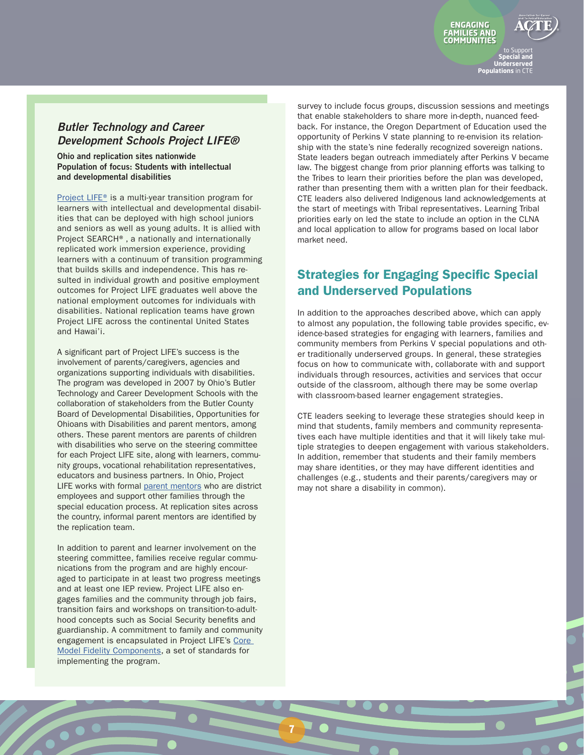### *Butler Technology and Career Development Schools Project LIFE®*

**Ohio and replication sites nationwide**
**Population of focus: Students with intellectual and developmental disabilities**

Project LIFE® is a multi-year transition program for learners with intellectual and developmental disabilities that can be deployed with high school juniors and seniors as well as young adults. It is allied with Project SEARCH®, a nationally and internationally replicated work immersion experience, providing learners with a continuum of transition programming that builds skills and independence. This has resulted in individual growth and positive employment outcomes for Project LIFE graduates well above the national employment outcomes for individuals with disabilities. National replication teams have grown Project LIFE across the continental United States and Hawai'i.

A significant part of Project LIFE's success is the involvement of parents/caregivers, agencies and organizations supporting individuals with disabilities. The program was developed in 2007 by Ohio's Butler Technology and Career Development Schools with the collaboration of stakeholders from the Butler County Board of Developmental Disabilities, Opportunities for Ohioans with Disabilities and parent mentors, among others. These parent mentors are parents of children with disabilities who serve on the steering committee for each Project LIFE site, along with learners, community groups, vocational rehabilitation representatives, educators and business partners. In Ohio, Project LIFE works with formal parent mentors who are district employees and support other families through the special education process. At replication sites across the country, informal parent mentors are identified by the replication team.

In addition to parent and learner involvement on the steering committee, families receive regular communications from the program and are highly encouraged to participate in at least two progress meetings and at least one IEP review. Project LIFE also engages families and the community through job fairs, transition fairs and workshops on transition-to-adulthood concepts such as Social Security benefits and guardianship. A commitment to family and community engagement is encapsulated in Project LIFE's Core Model Fidelity Components, a set of standards for implementing the program.

survey to include focus groups, discussion sessions and meetings that enable stakeholders to share more in-depth, nuanced feedback. For instance, the Oregon Department of Education used the opportunity of Perkins V state planning to re-envision its relationship with the state's nine federally recognized sovereign nations. State leaders began outreach immediately after Perkins V became law. The biggest change from prior planning efforts was talking to the Tribes to learn their priorities before the plan was developed, rather than presenting them with a written plan for their feedback. CTE leaders also delivered Indigenous land acknowledgements at the start of meetings with Tribal representatives. Learning Tribal priorities early on led the state to include an option in the CLNA and local application to allow for programs based on local labor market need.

## Strategies for Engaging Specific Special and Underserved Populations

In addition to the approaches described above, which can apply to almost any population, the following table provides specific, evidence-based strategies for engaging with learners, families and community members from Perkins V special populations and other traditionally underserved groups. In general, these strategies focus on how to communicate with, collaborate with and support individuals through resources, activities and services that occur outside of the classroom, although there may be some overlap with classroom-based learner engagement strategies.

CTE leaders seeking to leverage these strategies should keep in mind that students, family members and community representatives each have multiple identities and that it will likely take multiple strategies to deepen engagement with various stakeholders. In addition, remember that students and their family members may share identities, or they may have different identities and challenges (e.g., students and their parents/caregivers may or may not share a disability in common).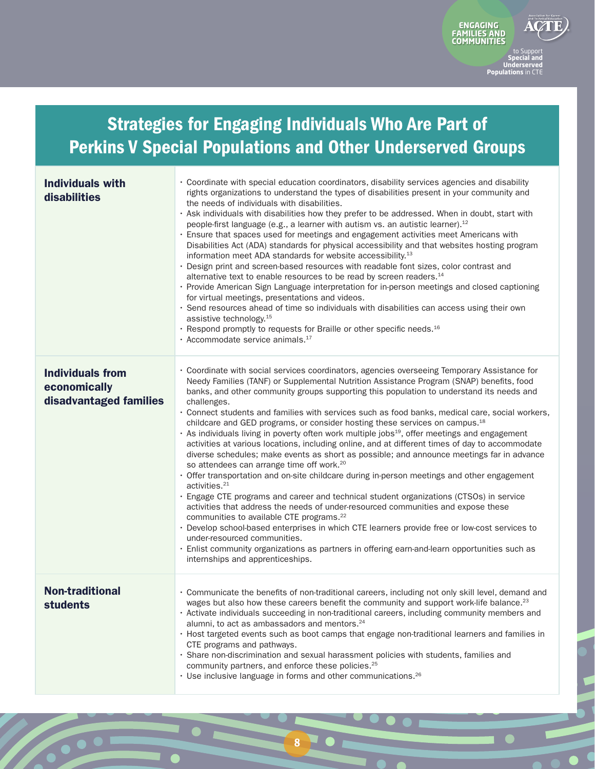## Strategies for Engaging Individuals Who Are Part of Perkins V Special Populations and Other Underserved Groups

| | |
|---|---|
| **Individuals with disabilities** | • Coordinate with special education coordinators, disability services agencies and disability rights organizations to understand the types of disabilities present in your community and the needs of individuals with disabilities.<br>• Ask individuals with disabilities how they prefer to be addressed. When in doubt, start with people-first language (e.g., a learner with autism vs. an autistic learner).[12]<br>• Ensure that spaces used for meetings and engagement activities meet Americans with Disabilities Act (ADA) standards for physical accessibility and that websites hosting program information meet ADA standards for website accessibility.[13]<br>• Design print and screen-based resources with readable font sizes, color contrast and alternative text to enable resources to be read by screen readers.[14]<br>• Provide American Sign Language interpretation for in-person meetings and closed captioning for virtual meetings, presentations and videos.<br>• Send resources ahead of time so individuals with disabilities can access using their own assistive technology.[15]<br>• Respond promptly to requests for Braille or other specific needs.[16]<br>• Accommodate service animals.[17] |
| **Individuals from economically disadvantaged families** | • Coordinate with social services coordinators, agencies overseeing Temporary Assistance for Needy Families (TANF) or Supplemental Nutrition Assistance Program (SNAP) benefits, food banks, and other community groups supporting this population to understand its needs and challenges.<br>• Connect students and families with services such as food banks, medical care, social workers, childcare and GED programs, or consider hosting these services on campus.[18]<br>• As individuals living in poverty often work multiple jobs[19], offer meetings and engagement activities at various locations, including online, and at different times of day to accommodate diverse schedules; make events as short as possible; and announce meetings far in advance so attendees can arrange time off work.[20]<br>• Offer transportation and on-site childcare during in-person meetings and other engagement activities.[21]<br>• Engage CTE programs and career and technical student organizations (CTSOs) in service activities that address the needs of under-resourced communities and expose these communities to available CTE programs.[22]<br>• Develop school-based enterprises in which CTE learners provide free or low-cost services to under-resourced communities.<br>• Enlist community organizations as partners in offering earn-and-learn opportunities such as internships and apprenticeships. |
| **Non-traditional students** | • Communicate the benefits of non-traditional careers, including not only skill level, demand and wages but also how these careers benefit the community and support work-life balance.[23]<br>• Activate individuals succeeding in non-traditional careers, including community members and alumni, to act as ambassadors and mentors.[24]<br>• Host targeted events such as boot camps that engage non-traditional learners and families in CTE programs and pathways.<br>• Share non-discrimination and sexual harassment policies with students, families and community partners, and enforce these policies.[25]<br>• Use inclusive language in forms and other communications.[26] |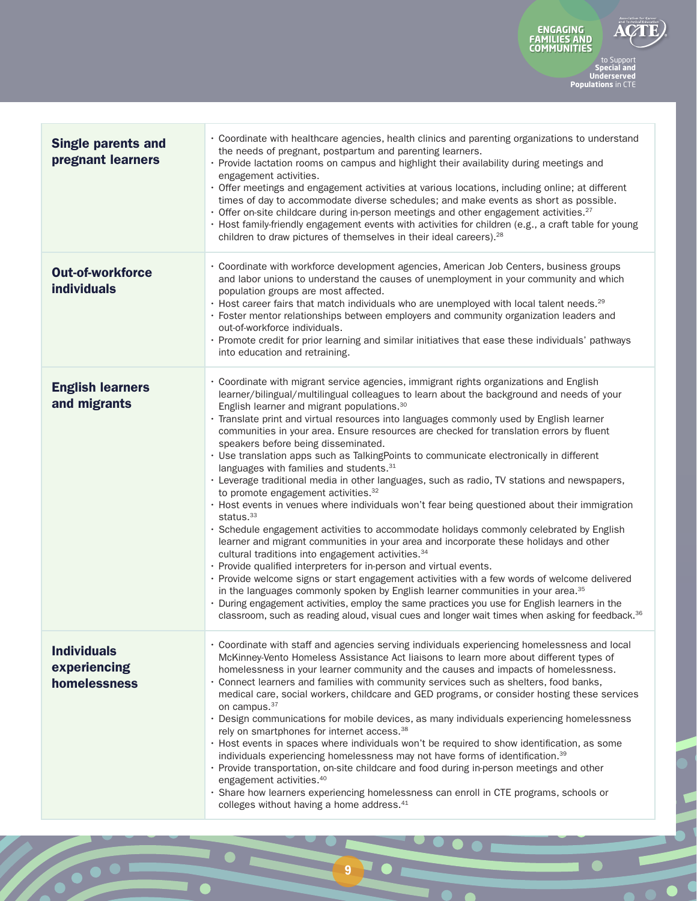| | |
|---|---|
| **Single parents and pregnant learners** | • Coordinate with healthcare agencies, health clinics and parenting organizations to understand the needs of pregnant, postpartum and parenting learners.<br>• Provide lactation rooms on campus and highlight their availability during meetings and engagement activities.<br>• Offer meetings and engagement activities at various locations, including online; at different times of day to accommodate diverse schedules; and make events as short as possible.<br>• Offer on-site childcare during in-person meetings and other engagement activities.[27]<br>• Host family-friendly engagement events with activities for children (e.g., a craft table for young children to draw pictures of themselves in their ideal careers).[28] |
| **Out-of-workforce individuals** | • Coordinate with workforce development agencies, American Job Centers, business groups and labor unions to understand the causes of unemployment in your community and which population groups are most affected.<br>• Host career fairs that match individuals who are unemployed with local talent needs.[29]<br>• Foster mentor relationships between employers and community organization leaders and out-of-workforce individuals.<br>• Promote credit for prior learning and similar initiatives that ease these individuals' pathways into education and retraining. |
| **English learners and migrants** | • Coordinate with migrant service agencies, immigrant rights organizations and English learner/bilingual/multilingual colleagues to learn about the background and needs of your English learner and migrant populations.[30]<br>• Translate print and virtual resources into languages commonly used by English learner communities in your area. Ensure resources are checked for translation errors by fluent speakers before being disseminated.<br>• Use translation apps such as TalkingPoints to communicate electronically in different languages with families and students.[31]<br>• Leverage traditional media in other languages, such as radio, TV stations and newspapers, to promote engagement activities.[32]<br>• Host events in venues where individuals won't fear being questioned about their immigration status.[33]<br>• Schedule engagement activities to accommodate holidays commonly celebrated by English learner and migrant communities in your area and incorporate these holidays and other cultural traditions into engagement activities.[34]<br>• Provide qualified interpreters for in-person and virtual events.<br>• Provide welcome signs or start engagement activities with a few words of welcome delivered in the languages commonly spoken by English learner communities in your area.[35]<br>• During engagement activities, employ the same practices you use for English learners in the classroom, such as reading aloud, visual cues and longer wait times when asking for feedback.[36] |
| **Individuals experiencing homelessness** | • Coordinate with staff and agencies serving individuals experiencing homelessness and local McKinney-Vento Homeless Assistance Act liaisons to learn more about different types of homelessness in your learner community and the causes and impacts of homelessness.<br>• Connect learners and families with community services such as shelters, food banks, medical care, social workers, childcare and GED programs, or consider hosting these services on campus.[37]<br>• Design communications for mobile devices, as many individuals experiencing homelessness rely on smartphones for internet access.[38]<br>• Host events in spaces where individuals won't be required to show identification, as some individuals experiencing homelessness may not have forms of identification.[39]<br>• Provide transportation, on-site childcare and food during in-person meetings and other engagement activities.[40]<br>• Share how learners experiencing homelessness can enroll in CTE programs, schools or colleges without having a home address.[41] |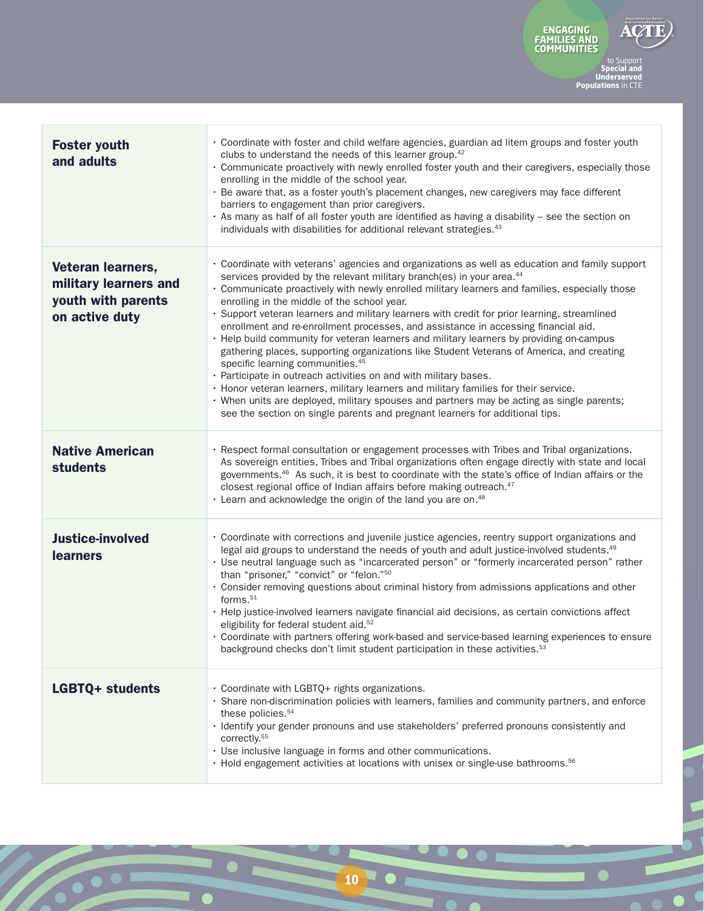| | |
|---|---|
| **Foster youth and adults** | • Coordinate with foster and child welfare agencies, guardian ad litem groups and foster youth clubs to understand the needs of this learner group.[42]<br>• Communicate proactively with newly enrolled foster youth and their caregivers, especially those enrolling in the middle of the school year.<br>• Be aware that, as a foster youth's placement changes, new caregivers may face different barriers to engagement than prior caregivers.<br>• As many as half of all foster youth are identified as having a disability – see the section on individuals with disabilities for additional relevant strategies.[43] |
| **Veteran learners, military learners and youth with parents on active duty** | • Coordinate with veterans' agencies and organizations as well as education and family support services provided by the relevant military branch(es) in your area.[44]<br>• Communicate proactively with newly enrolled military learners and families, especially those enrolling in the middle of the school year.<br>• Support veteran learners and military learners with credit for prior learning, streamlined enrollment and re-enrollment processes, and assistance in accessing financial aid.<br>• Help build community for veteran learners and military learners by providing on-campus gathering places, supporting organizations like Student Veterans of America, and creating specific learning communities.[45]<br>• Participate in outreach activities on and with military bases.<br>• Honor veteran learners, military learners and military families for their service.<br>• When units are deployed, military spouses and partners may be acting as single parents; see the section on single parents and pregnant learners for additional tips. |
| **Native American students** | • Respect formal consultation or engagement processes with Tribes and Tribal organizations. As sovereign entities, Tribes and Tribal organizations often engage directly with state and local governments.[46] As such, it is best to coordinate with the state's office of Indian affairs or the closest regional office of Indian affairs before making outreach.[47]<br>• Learn and acknowledge the origin of the land you are on.[48] |
| **Justice-involved learners** | • Coordinate with corrections and juvenile justice agencies, reentry support organizations and legal aid groups to understand the needs of youth and adult justice-involved students.[49]<br>• Use neutral language such as "incarcerated person" or "formerly incarcerated person" rather than "prisoner," "convict" or "felon."[50]<br>• Consider removing questions about criminal history from admissions applications and other forms.[51]<br>• Help justice-involved learners navigate financial aid decisions, as certain convictions affect eligibility for federal student aid.[52]<br>• Coordinate with partners offering work-based and service-based learning experiences to ensure background checks don't limit student participation in these activities.[53] |
| **LGBTQ+ students** | • Coordinate with LGBTQ+ rights organizations.<br>• Share non-discrimination policies with learners, families and community partners, and enforce these policies.[54]<br>• Identify your gender pronouns and use stakeholders' preferred pronouns consistently and correctly.[55]<br>• Use inclusive language in forms and other communications.<br>• Hold engagement activities at locations with unisex or single-use bathrooms.[56] |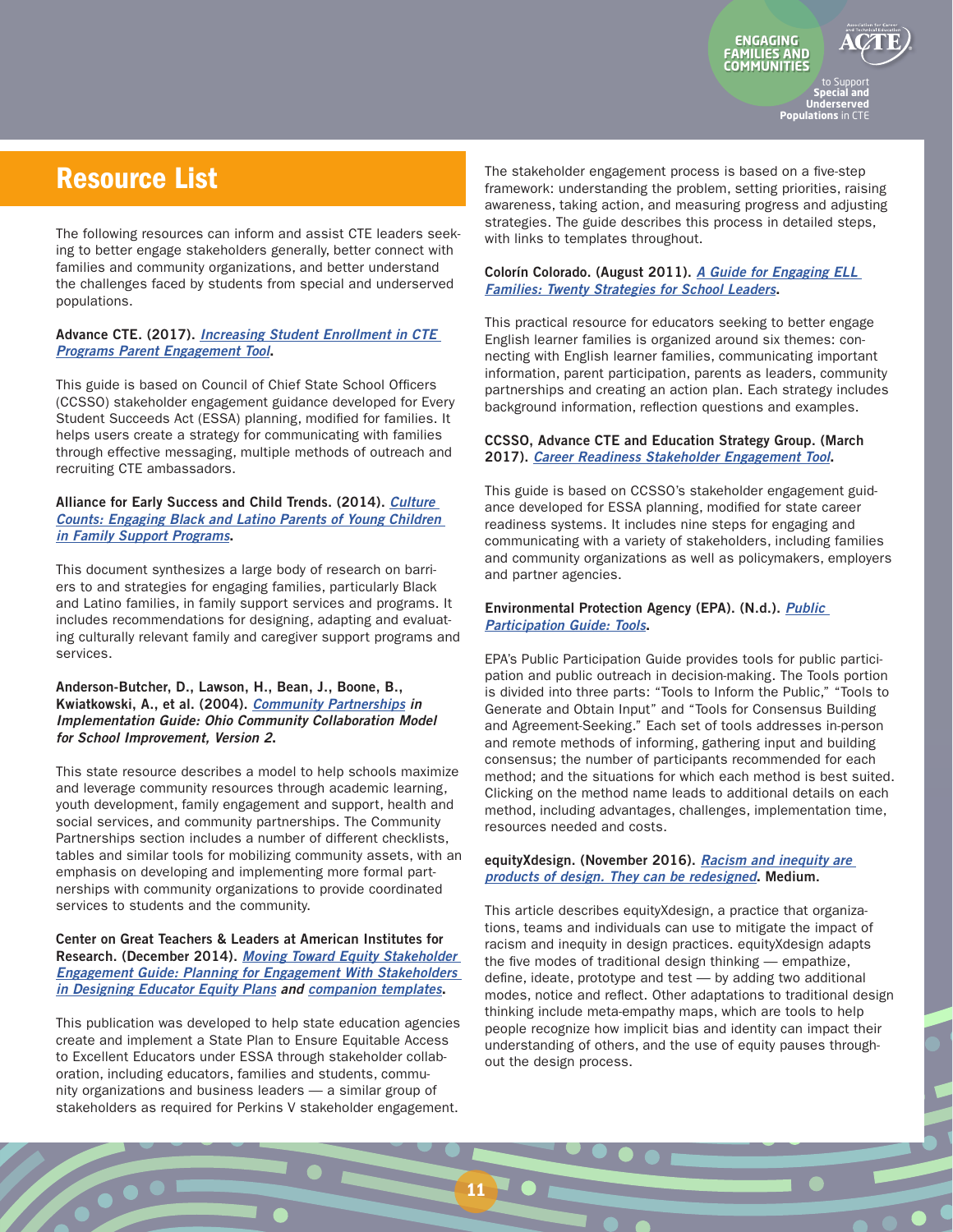## Resource List

The following resources can inform and assist CTE leaders seeking to better engage stakeholders generally, better connect with families and community organizations, and better understand the challenges faced by students from special and underserved populations.

**Advance CTE. (2017). *Increasing Student Enrollment in CTE Programs Parent Engagement Tool*.**

This guide is based on Council of Chief State School Officers (CCSSO) stakeholder engagement guidance developed for Every Student Succeeds Act (ESSA) planning, modified for families. It helps users create a strategy for communicating with families through effective messaging, multiple methods of outreach and recruiting CTE ambassadors.

**Alliance for Early Success and Child Trends. (2014). *Culture Counts: Engaging Black and Latino Parents of Young Children in Family Support Programs*.**

This document synthesizes a large body of research on barriers to and strategies for engaging families, particularly Black and Latino families, in family support services and programs. It includes recommendations for designing, adapting and evaluating culturally relevant family and caregiver support programs and services.

**Anderson-Butcher, D., Lawson, H., Bean, J., Boone, B., Kwiatkowski, A., et al. (2004). *Community Partnerships* *in Implementation Guide: Ohio Community Collaboration Model for School Improvement, Version 2*.**

This state resource describes a model to help schools maximize and leverage community resources through academic learning, youth development, family engagement and support, health and social services, and community partnerships. The Community Partnerships section includes a number of different checklists, tables and similar tools for mobilizing community assets, with an emphasis on developing and implementing more formal partnerships with community organizations to provide coordinated services to students and the community.

**Center on Great Teachers & Leaders at American Institutes for Research. (December 2014). *Moving Toward Equity Stakeholder Engagement Guide: Planning for Engagement With Stakeholders in Designing Educator Equity Plans* *and* *companion templates*.**

This publication was developed to help state education agencies create and implement a State Plan to Ensure Equitable Access to Excellent Educators under ESSA through stakeholder collaboration, including educators, families and students, community organizations and business leaders — a similar group of stakeholders as required for Perkins V stakeholder engagement.

The stakeholder engagement process is based on a five-step framework: understanding the problem, setting priorities, raising awareness, taking action, and measuring progress and adjusting strategies. The guide describes this process in detailed steps, with links to templates throughout.

**Colorín Colorado. (August 2011). *A Guide for Engaging ELL Families: Twenty Strategies for School Leaders*.**

This practical resource for educators seeking to better engage English learner families is organized around six themes: connecting with English learner families, communicating important information, parent participation, parents as leaders, community partnerships and creating an action plan. Each strategy includes background information, reflection questions and examples.

**CCSSO, Advance CTE and Education Strategy Group. (March 2017). *Career Readiness Stakeholder Engagement Tool*.**

This guide is based on CCSSO's stakeholder engagement guidance developed for ESSA planning, modified for state career readiness systems. It includes nine steps for engaging and communicating with a variety of stakeholders, including families and community organizations as well as policymakers, employers and partner agencies.

**Environmental Protection Agency (EPA). (N.d.). *Public Participation Guide: Tools*.**

EPA's Public Participation Guide provides tools for public participation and public outreach in decision-making. The Tools portion is divided into three parts: "Tools to Inform the Public," "Tools to Generate and Obtain Input" and "Tools for Consensus Building and Agreement-Seeking." Each set of tools addresses in-person and remote methods of informing, gathering input and building consensus; the number of participants recommended for each method; and the situations for which each method is best suited. Clicking on the method name leads to additional details on each method, including advantages, challenges, implementation time, resources needed and costs.

**equityXdesign. (November 2016). *Racism and inequity are products of design. They can be redesigned*. Medium.**

This article describes equityXdesign, a practice that organizations, teams and individuals can use to mitigate the impact of racism and inequity in design practices. equityXdesign adapts the five modes of traditional design thinking — empathize, define, ideate, prototype and test — by adding two additional modes, notice and reflect. Other adaptations to traditional design thinking include meta-empathy maps, which are tools to help people recognize how implicit bias and identity can impact their understanding of others, and the use of equity pauses throughout the design process.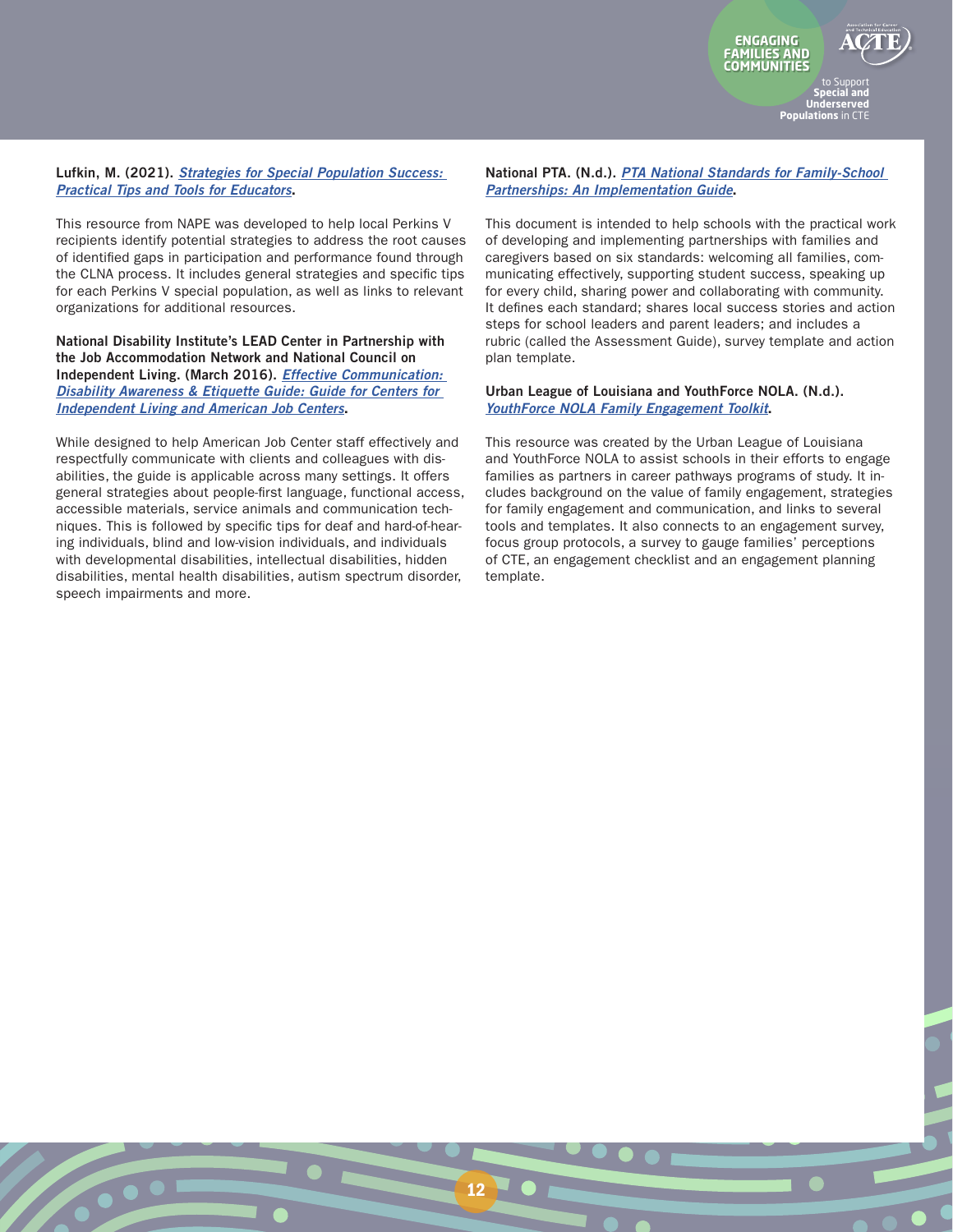**Lufkin, M. (2021). *Strategies for Special Population Success: Practical Tips and Tools for Educators*.**

This resource from NAPE was developed to help local Perkins V recipients identify potential strategies to address the root causes of identified gaps in participation and performance found through the CLNA process. It includes general strategies and specific tips for each Perkins V special population, as well as links to relevant organizations for additional resources.

**National Disability Institute's LEAD Center in Partnership with the Job Accommodation Network and National Council on Independent Living. (March 2016). *Effective Communication: Disability Awareness & Etiquette Guide: Guide for Centers for Independent Living and American Job Centers*.**

While designed to help American Job Center staff effectively and respectfully communicate with clients and colleagues with disabilities, the guide is applicable across many settings. It offers general strategies about people-first language, functional access, accessible materials, service animals and communication techniques. This is followed by specific tips for deaf and hard-of-hearing individuals, blind and low-vision individuals, and individuals with developmental disabilities, intellectual disabilities, hidden disabilities, mental health disabilities, autism spectrum disorder, speech impairments and more.

**National PTA. (N.d.). *PTA National Standards for Family-School Partnerships: An Implementation Guide*.**

This document is intended to help schools with the practical work of developing and implementing partnerships with families and caregivers based on six standards: welcoming all families, communicating effectively, supporting student success, speaking up for every child, sharing power and collaborating with community. It defines each standard; shares local success stories and action steps for school leaders and parent leaders; and includes a rubric (called the Assessment Guide), survey template and action plan template.

**Urban League of Louisiana and YouthForce NOLA. (N.d.). *YouthForce NOLA Family Engagement Toolkit*.**

This resource was created by the Urban League of Louisiana and YouthForce NOLA to assist schools in their efforts to engage families as partners in career pathways programs of study. It includes background on the value of family engagement, strategies for family engagement and communication, and links to several tools and templates. It also connects to an engagement survey, focus group protocols, a survey to gauge families' perceptions of CTE, an engagement checklist and an engagement planning template.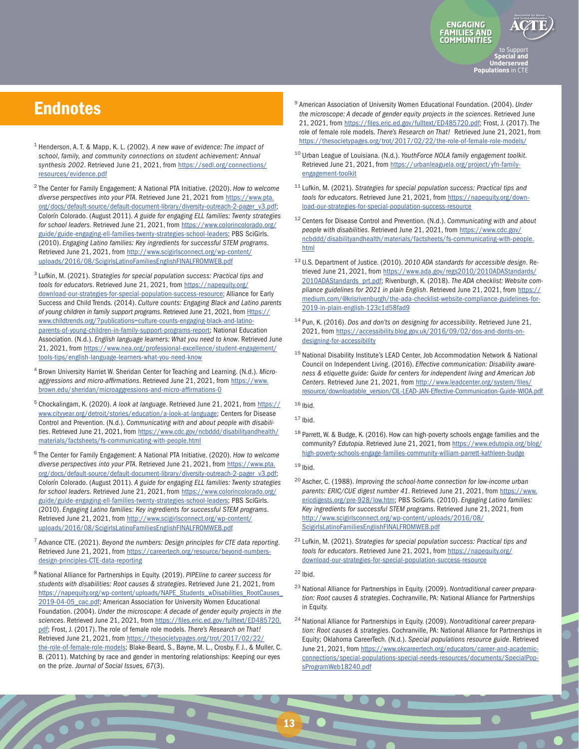# Endnotes

[1] Henderson, A. T. & Mapp, K. L. (2002). *A new wave of evidence: The impact of school, family, and community connections on student achievement: Annual synthesis 2002*. Retrieved June 21, 2021, from https://sedl.org/connections/resources/evidence.pdf

[2] The Center for Family Engagement: A National PTA Initiative. (2020). *How to welcome diverse perspectives into your PTA*. Retrieved June 21, 2021 from https://www.pta.org/docs/default-source/default-document-library/diversity-outreach-2-pager_v3.pdf; Colorín Colorado. (August 2011). *A guide for engaging ELL families: Twenty strategies for school leaders*. Retrieved June 21, 2021, from https://www.colorincolorado.org/guide/guide-engaging-ell-families-twenty-strategies-school-leaders; PBS SciGirls. (2010). *Engaging Latino families: Key ingredients for successful STEM programs*. Retrieved June 21, 2021, from http://www.scigirlsconnect.org/wp-content/uploads/2016/08/ScigirlsLatinoFamiliesEnglishFINALFROMWEB.pdf

[3] Lufkin, M. (2021). *Strategies for special population success: Practical tips and tools for educators*. Retrieved June 21, 2021, from https://napequity.org/download-our-strategies-for-special-population-success-resource; Alliance for Early Success and Child Trends. (2014). *Culture counts: Engaging Black and Latino parents of young children in family support programs*. Retrieved June 21, 2021, from Https://www.childtrends.org/?publications=culture-counts-engaging-black-and-latino-parents-of-young-children-in-family-support-programs-report; National Education Association. (N.d.). *English language learners: What you need to know*. Retrieved June 21, 2021, from https://www.nea.org/professional-excellence/student-engagement/tools-tips/english-language-learners-what-you-need-know

[4] Brown University Harriet W. Sheridan Center for Teaching and Learning. (N.d.). *Micro-aggressions and micro-affirmations*. Retrieved June 21, 2021, from https://www.brown.edu/sheridan/microaggressions-and-micro-affirmations-0

[5] Chockalingam, K. (2020). *A look at language*. Retrieved June 21, 2021, from https://www.cityyear.org/detroit/stories/education/a-look-at-language; Centers for Disease Control and Prevention. (N.d.). *Communicating with and about people with disabilities*. Retrieved June 21, 2021, from https://www.cdc.gov/ncbddd/disabilityandhealth/materials/factsheets/fs-communicating-with-people.html

[6] The Center for Family Engagement: A National PTA Initiative. (2020). *How to welcome diverse perspectives into your PTA*. Retrieved June 21, 2021, from https://www.pta.org/docs/default-source/default-document-library/diversity-outreach-2-pager_v3.pdf; Colorín Colorado. (August 2011). *A guide for engaging ELL families: Twenty strategies for school leaders*. Retrieved June 21, 2021, from https://www.colorincolorado.org/guide/guide-engaging-ell-families-twenty-strategies-school-leaders; PBS SciGirls. (2010). *Engaging Latino families: Key ingredients for successful STEM programs*. Retrieved June 21, 2021, from http://www.scigirlsconnect.org/wp-content/uploads/2016/08/ScigirlsLatinoFamiliesEnglishFINALFROMWEB.pdf

[7] Advance CTE. (2021). *Beyond the numbers: Design principles for CTE data reporting*. Retrieved June 21, 2021, from https://careertech.org/resource/beyond-numbers-design-principles-CTE-data-reporting

[8] National Alliance for Partnerships in Equity. (2019). *PIPEline to career success for students with disabilities: Root causes & strategies*. Retrieved June 21, 2021, from https://napequity.org/wp-content/uploads/NAPE_Students_wDisabilities_RootCauses_2019-04-05_cac.pdf; American Association of University Women Educational Foundation. (2004). *Under the microscope: A decade of gender equity projects in the sciences*. Retrieved June 21, 2021, from https://files.eric.ed.gov/fulltext/ED485720.pdf; Frost, J. (2017). The role of female role models. *There's Research on That!* Retrieved June 21, 2021, from https://thesocietypages.org/trot/2017/02/22/the-role-of-female-role-models; Blake-Beard, S., Bayne, M. L., Crosby, F. J., & Muller, C. B. (2011). Matching by race and gender in mentoring relationships: Keeping our eyes on the prize. *Journal of Social Issues, 67*(3).

[9] American Association of University Women Educational Foundation. (2004). *Under the microscope: A decade of gender equity projects in the sciences*. Retrieved June 21, 2021, from https://files.eric.ed.gov/fulltext/ED485720.pdf; Frost, J. (2017). The role of female role models. *There's Research on That!* Retrieved June 21, 2021, from https://thesocietypages.org/trot/2017/02/22/the-role-of-female-role-models/

[10] Urban League of Louisiana. (N.d.). *YouthForce NOLA family engagement toolkit*. Retrieved June 21, 2021, from https://urbanleaguela.org/project/yfn-family-engagement-toolkit

[11] Lufkin, M. (2021). *Strategies for special population success: Practical tips and tools for educators*. Retrieved June 21, 2021, from https://napequity.org/download-our-strategies-for-special-population-success-resource

[12] Centers for Disease Control and Prevention. (N.d.). *Communicating with and about people with disabilities*. Retrieved June 21, 2021, from https://www.cdc.gov/ncbddd/disabilityandhealth/materials/factsheets/fs-communicating-with-people.html

[13] U.S. Department of Justice. (2010). *2010 ADA standards for accessible design*. Retrieved June 21, 2021, from https://www.ada.gov/regs2010/2010ADAStandards/2010ADAStandards_prt.pdf; Rivenburgh, K. (2018). *The ADA checklist: Website compliance guidelines for 2021 in plain English*. Retrieved June 21, 2021, from https://medium.com/@krisrivenburgh/the-ada-checklist-website-compliance-guidelines-for-2019-in-plain-english-123c1d58fad9

[14] Pun, K. (2016). *Dos and don'ts on designing for accessibility*. Retrieved June 21, 2021, from https://accessibility.blog.gov.uk/2016/09/02/dos-and-donts-on-designing-for-accessibility

[15] National Disability Institute's LEAD Center, Job Accommodation Network & National Council on Independent Living. (2016). *Effective communication: Disability awareness & etiquette guide: Guide for centers for independent living and American Job Centers*. Retrieved June 21, 2021, from http://www.leadcenter.org/system/files/resource/downloadable_version/CIL-LEAD-JAN-Effective-Communication-Guide-WIOA.pdf

[16] Ibid.

[17] Ibid.

[18] Parrett, W. & Budge, K. (2016). How can high-poverty schools engage families and the community? *Edutopia*. Retrieved June 21, 2021, from https://www.edutopia.org/blog/high-poverty-schools-engage-families-community-william-parrett-kathleen-budge

[19] Ibid.

[20] Ascher, C. (1988). *Improving the school-home connection for low-income urban parents: ERIC/CUE digest number 41*. Retrieved June 21, 2021, from https://www.ericdigests.org/pre-928/low.htm; PBS SciGirls. (2010). *Engaging Latino families: Key ingredients for successful STEM programs*. Retrieved June 21, 2021, from http://www.scigirlsconnect.org/wp-content/uploads/2016/08/ScigirlsLatinoFamiliesEnglishFINALFROMWEB.pdf

[21] Lufkin, M. (2021). *Strategies for special population success: Practical tips and tools for educators*. Retrieved June 21, 2021, from https://napequity.org/download-our-strategies-for-special-population-success-resource

[22] Ibid.

[23] National Alliance for Partnerships in Equity. (2009). *Nontraditional career preparation: Root causes & strategies*. Cochranville, PA: National Alliance for Partnerships in Equity.

[24] National Alliance for Partnerships in Equity. (2009). *Nontraditional career preparation: Root causes & strategies*. Cochranville, PA: National Alliance for Partnerships in Equity; Oklahoma CareerTech. (N.d.). *Special populations resource guide*. Retrieved June 21, 2021, from https://www.okcareertech.org/educators/career-and-academic-connections/special-populations-special-needs-resources/documents/SpecialPopsProgramWeb18240.pdf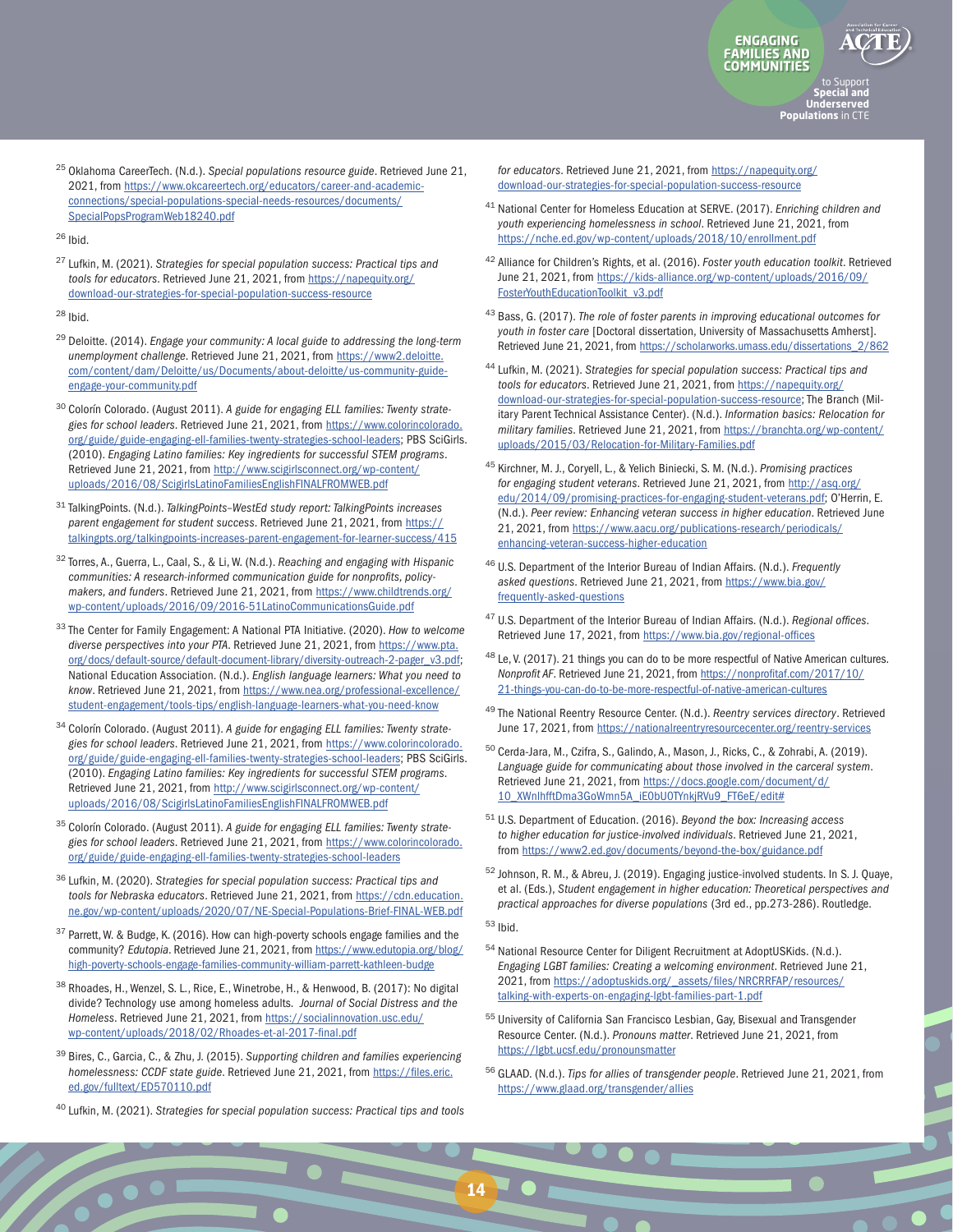[25] Oklahoma CareerTech. (N.d.). *Special populations resource guide*. Retrieved June 21, 2021, from https://www.okcareertech.org/educators/career-and-academic-connections/special-populations-special-needs-resources/documents/SpecialPopsProgramWeb18240.pdf

[26] Ibid.

[27] Lufkin, M. (2021). *Strategies for special population success: Practical tips and tools for educators*. Retrieved June 21, 2021, from https://napequity.org/download-our-strategies-for-special-population-success-resource

[28] Ibid.

[29] Deloitte. (2014). *Engage your community: A local guide to addressing the long-term unemployment challenge*. Retrieved June 21, 2021, from https://www2.deloitte.com/content/dam/Deloitte/us/Documents/about-deloitte/us-community-guide-engage-your-community.pdf

[30] Colorín Colorado. (August 2011). *A guide for engaging ELL families: Twenty strategies for school leaders*. Retrieved June 21, 2021, from https://www.colorincolorado.org/guide/guide-engaging-ell-families-twenty-strategies-school-leaders; PBS SciGirls. (2010). *Engaging Latino families: Key ingredients for successful STEM programs*. Retrieved June 21, 2021, from http://www.scigirlsconnect.org/wp-content/uploads/2016/08/ScigirlsLatinoFamiliesEnglishFINALFROMWEB.pdf

[31] TalkingPoints. (N.d.). *TalkingPoints–WestEd study report: TalkingPoints increases parent engagement for student success*. Retrieved June 21, 2021, from https://talkingpts.org/talkingpoints-increases-parent-engagement-for-learner-success/415

[32] Torres, A., Guerra, L., Caal, S., & Li, W. (N.d.). *Reaching and engaging with Hispanic communities: A research-informed communication guide for nonprofits, policy-makers, and funders*. Retrieved June 21, 2021, from https://www.childtrends.org/wp-content/uploads/2016/09/2016-51LatinoCommunicationsGuide.pdf

[33] The Center for Family Engagement: A National PTA Initiative. (2020). *How to welcome diverse perspectives into your PTA*. Retrieved June 21, 2021, from https://www.pta.org/docs/default-source/default-document-library/diversity-outreach-2-pager_v3.pdf; National Education Association. (N.d.). *English language learners: What you need to know*. Retrieved June 21, 2021, from https://www.nea.org/professional-excellence/student-engagement/tools-tips/english-language-learners-what-you-need-know

[34] Colorín Colorado. (August 2011). *A guide for engaging ELL families: Twenty strategies for school leaders*. Retrieved June 21, 2021, from https://www.colorincolorado.org/guide/guide-engaging-ell-families-twenty-strategies-school-leaders; PBS SciGirls. (2010). *Engaging Latino families: Key ingredients for successful STEM programs*. Retrieved June 21, 2021, from http://www.scigirlsconnect.org/wp-content/uploads/2016/08/ScigirlsLatinoFamiliesEnglishFINALFROMWEB.pdf

[35] Colorín Colorado. (August 2011). *A guide for engaging ELL families: Twenty strategies for school leaders*. Retrieved June 21, 2021, from https://www.colorincolorado.org/guide/guide-engaging-ell-families-twenty-strategies-school-leaders

[36] Lufkin, M. (2020). *Strategies for special population success: Practical tips and tools for Nebraska educators*. Retrieved June 21, 2021, from https://cdn.education.ne.gov/wp-content/uploads/2020/07/NE-Special-Populations-Brief-FINAL-WEB.pdf

[37] Parrett, W. & Budge, K. (2016). How can high-poverty schools engage families and the community? *Edutopia*. Retrieved June 21, 2021, from https://www.edutopia.org/blog/high-poverty-schools-engage-families-community-william-parrett-kathleen-budge

[38] Rhoades, H., Wenzel, S. L., Rice, E., Winetrobe, H., & Henwood, B. (2017): No digital divide? Technology use among homeless adults. *Journal of Social Distress and the Homeless*. Retrieved June 21, 2021, from https://socialinnovation.usc.edu/wp-content/uploads/2018/02/Rhoades-et-al-2017-final.pdf

[39] Bires, C., Garcia, C., & Zhu, J. (2015). *Supporting children and families experiencing homelessness: CCDF state guide*. Retrieved June 21, 2021, from https://files.eric.ed.gov/fulltext/ED570110.pdf

[40] Lufkin, M. (2021). *Strategies for special population success: Practical tips and tools for educators*. Retrieved June 21, 2021, from https://napequity.org/download-our-strategies-for-special-population-success-resource

[41] National Center for Homeless Education at SERVE. (2017). *Enriching children and youth experiencing homelessness in school*. Retrieved June 21, 2021, from https://nche.ed.gov/wp-content/uploads/2018/10/enrollment.pdf

[42] Alliance for Children's Rights, et al. (2016). *Foster youth education toolkit*. Retrieved June 21, 2021, from https://kids-alliance.org/wp-content/uploads/2016/09/FosterYouthEducationToolkit_v3.pdf

[43] Bass, G. (2017). *The role of foster parents in improving educational outcomes for youth in foster care* [Doctoral dissertation, University of Massachusetts Amherst]. Retrieved June 21, 2021, from https://scholarworks.umass.edu/dissertations_2/862

[44] Lufkin, M. (2021). *Strategies for special population success: Practical tips and tools for educators*. Retrieved June 21, 2021, from https://napequity.org/download-our-strategies-for-special-population-success-resource; The Branch (Military Parent Technical Assistance Center). (N.d.). *Information basics: Relocation for military families*. Retrieved June 21, 2021, from https://branchta.org/wp-content/uploads/2015/03/Relocation-for-Military-Families.pdf

[45] Kirchner, M. J., Coryell, L., & Yelich Biniecki, S. M. (N.d.). *Promising practices for engaging student veterans*. Retrieved June 21, 2021, from http://asq.org/edu/2014/09/promising-practices-for-engaging-student-veterans.pdf; O'Herrin, E. (N.d.). *Peer review: Enhancing veteran success in higher education*. Retrieved June 21, 2021, from https://www.aacu.org/publications-research/periodicals/enhancing-veteran-success-higher-education

[46] U.S. Department of the Interior Bureau of Indian Affairs. (N.d.). *Frequently asked questions*. Retrieved June 21, 2021, from https://www.bia.gov/frequently-asked-questions

[47] U.S. Department of the Interior Bureau of Indian Affairs. (N.d.). *Regional offices*. Retrieved June 17, 2021, from https://www.bia.gov/regional-offices

[48] Le, V. (2017). 21 things you can do to be more respectful of Native American cultures. *Nonprofit AF*. Retrieved June 21, 2021, from https://nonprofitaf.com/2017/10/21-things-you-can-do-to-be-more-respectful-of-native-american-cultures

[49] The National Reentry Resource Center. (N.d.). *Reentry services directory*. Retrieved June 17, 2021, from https://nationalreentryresourcecenter.org/reentry-services

[50] Cerda-Jara, M., Czifra, S., Galindo, A., Mason, J., Ricks, C., & Zohrabi, A. (2019). *Language guide for communicating about those involved in the carceral system*. Retrieved June 21, 2021, from https://docs.google.com/document/d/10_XWnlhfftDma3GoWmn5A_iE0bU0TYnkjRVu9_FT6eE/edit#

[51] U.S. Department of Education. (2016). *Beyond the box: Increasing access to higher education for justice-involved individuals*. Retrieved June 21, 2021, from https://www2.ed.gov/documents/beyond-the-box/guidance.pdf

[52] Johnson, R. M., & Abreu, J. (2019). Engaging justice-involved students. In S. J. Quaye, et al. (Eds.), *Student engagement in higher education: Theoretical perspectives and practical approaches for diverse populations* (3rd ed., pp.273-286). Routledge.

[53] Ibid.

[54] National Resource Center for Diligent Recruitment at AdoptUSKids. (N.d.). *Engaging LGBT families: Creating a welcoming environment*. Retrieved June 21, 2021, from https://adoptuskids.org/_assets/files/NRCRRFAP/resources/talking-with-experts-on-engaging-lgbt-families-part-1.pdf

[55] University of California San Francisco Lesbian, Gay, Bisexual and Transgender Resource Center. (N.d.). *Pronouns matter*. Retrieved June 21, 2021, from https://lgbt.ucsf.edu/pronounsmatter

[56] GLAAD. (N.d.). *Tips for allies of transgender people*. Retrieved June 21, 2021, from https://www.glaad.org/transgender/allies